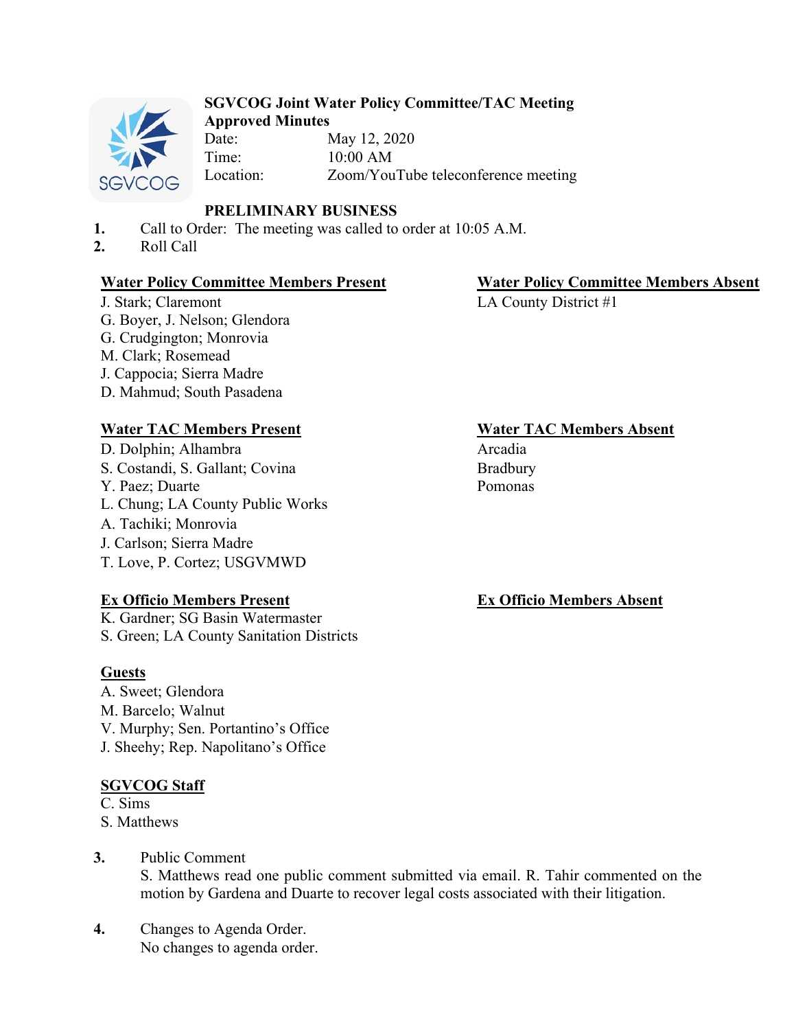**SGVCOG Joint Water Policy Committee/TAC Meeting**
**Approved Minutes**

Date: May 12, 2020
Time: 10:00 AM
Location: Zoom/YouTube teleconference meeting

**PRELIMINARY BUSINESS**

1. Call to Order: The meeting was called to order at 10:05 A.M.
2. Roll Call

**Water Policy Committee Members Present**
J. Stark; Claremont
G. Boyer, J. Nelson; Glendora
G. Crudgington; Monrovia
M. Clark; Rosemead
J. Cappocia; Sierra Madre
D. Mahmud; South Pasadena

**Water Policy Committee Members Absent**
LA County District #1

**Water TAC Members Present**
D. Dolphin; Alhambra
S. Costandi, S. Gallant; Covina
Y. Paez; Duarte
L. Chung; LA County Public Works
A. Tachiki; Monrovia
J. Carlson; Sierra Madre
T. Love, P. Cortez; USGVMWD

**Water TAC Members Absent**
Arcadia
Bradbury
Pomonas

**Ex Officio Members Present**
K. Gardner; SG Basin Watermaster
S. Green; LA County Sanitation Districts

**Ex Officio Members Absent**

**Guests**
A. Sweet; Glendora
M. Barcelo; Walnut
V. Murphy; Sen. Portantino's Office
J. Sheehy; Rep. Napolitano's Office

**SGVCOG Staff**
C. Sims
S. Matthews

3. Public Comment
S. Matthews read one public comment submitted via email. R. Tahir commented on the motion by Gardena and Duarte to recover legal costs associated with their litigation.

4. Changes to Agenda Order.
No changes to agenda order.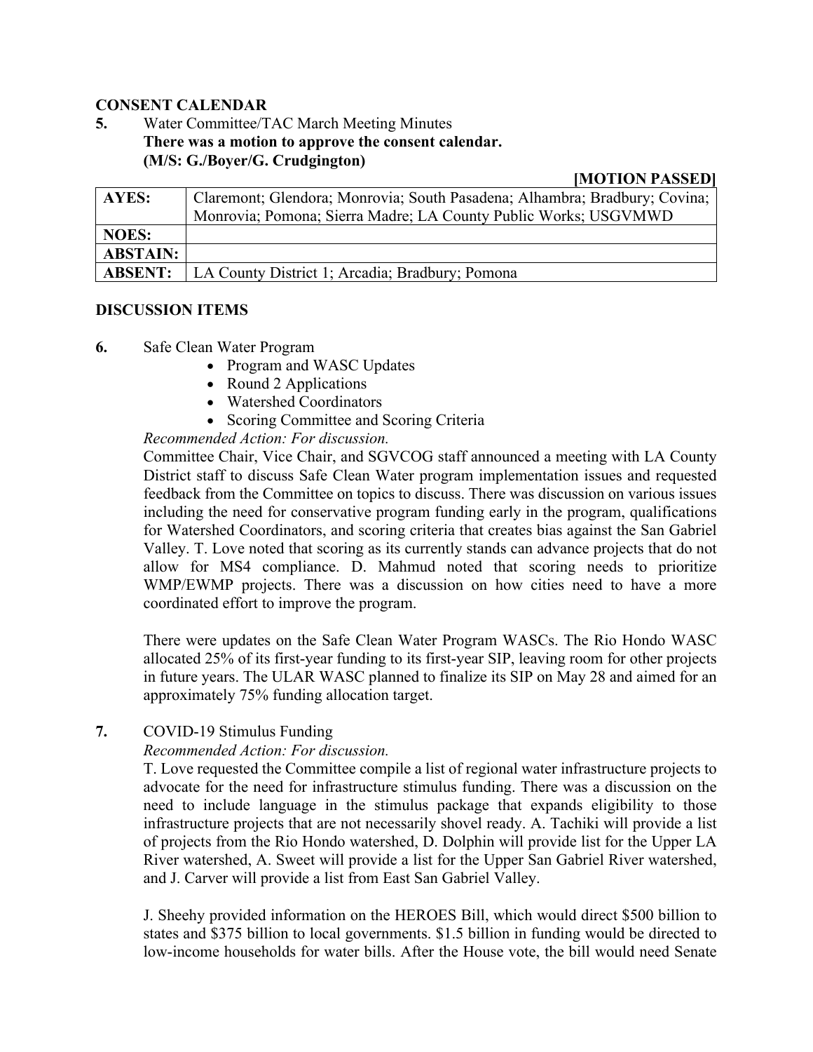**CONSENT CALENDAR**

**5.** Water Committee/TAC March Meeting Minutes
**There was a motion to approve the consent calendar.**
**(M/S: G./Boyer/G. Crudgington)**

**[MOTION PASSED]**

| **AYES:** | Claremont; Glendora; Monrovia; South Pasadena; Alhambra; Bradbury; Covina; Monrovia; Pomona; Sierra Madre; LA County Public Works; USGVMWD |
|---|---|
| **NOES:** | |
| **ABSTAIN:** | |
| **ABSENT:** | LA County District 1; Arcadia; Bradbury; Pomona |

**DISCUSSION ITEMS**

**6.** Safe Clean Water Program
- Program and WASC Updates
- Round 2 Applications
- Watershed Coordinators
- Scoring Committee and Scoring Criteria

*Recommended Action: For discussion.*
Committee Chair, Vice Chair, and SGVCOG staff announced a meeting with LA County District staff to discuss Safe Clean Water program implementation issues and requested feedback from the Committee on topics to discuss. There was discussion on various issues including the need for conservative program funding early in the program, qualifications for Watershed Coordinators, and scoring criteria that creates bias against the San Gabriel Valley. T. Love noted that scoring as its currently stands can advance projects that do not allow for MS4 compliance. D. Mahmud noted that scoring needs to prioritize WMP/EWMP projects. There was a discussion on how cities need to have a more coordinated effort to improve the program.

There were updates on the Safe Clean Water Program WASCs. The Rio Hondo WASC allocated 25% of its first-year funding to its first-year SIP, leaving room for other projects in future years. The ULAR WASC planned to finalize its SIP on May 28 and aimed for an approximately 75% funding allocation target.

**7.** COVID-19 Stimulus Funding
*Recommended Action: For discussion.*
T. Love requested the Committee compile a list of regional water infrastructure projects to advocate for the need for infrastructure stimulus funding. There was a discussion on the need to include language in the stimulus package that expands eligibility to those infrastructure projects that are not necessarily shovel ready. A. Tachiki will provide a list of projects from the Rio Hondo watershed, D. Dolphin will provide list for the Upper LA River watershed, A. Sweet will provide a list for the Upper San Gabriel River watershed, and J. Carver will provide a list from East San Gabriel Valley.

J. Sheehy provided information on the HEROES Bill, which would direct $500 billion to states and $375 billion to local governments. $1.5 billion in funding would be directed to low-income households for water bills. After the House vote, the bill would need Senate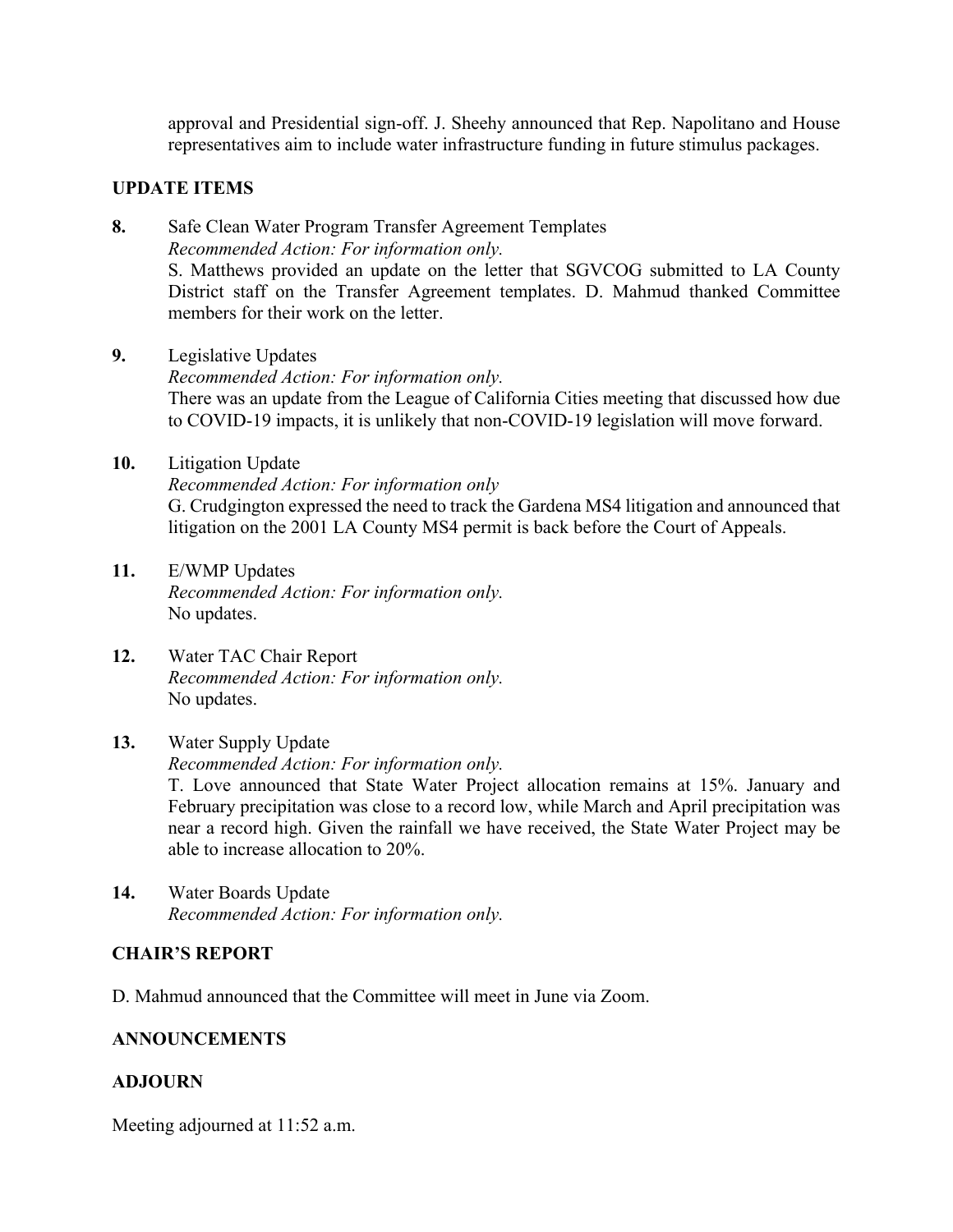approval and Presidential sign-off. J. Sheehy announced that Rep. Napolitano and House representatives aim to include water infrastructure funding in future stimulus packages.

## UPDATE ITEMS

**8.** Safe Clean Water Program Transfer Agreement Templates
*Recommended Action: For information only.*
S. Matthews provided an update on the letter that SGVCOG submitted to LA County District staff on the Transfer Agreement templates. D. Mahmud thanked Committee members for their work on the letter.

**9.** Legislative Updates
*Recommended Action: For information only.*
There was an update from the League of California Cities meeting that discussed how due to COVID-19 impacts, it is unlikely that non-COVID-19 legislation will move forward.

**10.** Litigation Update
*Recommended Action: For information only*
G. Crudgington expressed the need to track the Gardena MS4 litigation and announced that litigation on the 2001 LA County MS4 permit is back before the Court of Appeals.

**11.** E/WMP Updates
*Recommended Action: For information only.*
No updates.

**12.** Water TAC Chair Report
*Recommended Action: For information only.*
No updates.

**13.** Water Supply Update
*Recommended Action: For information only.*
T. Love announced that State Water Project allocation remains at 15%. January and February precipitation was close to a record low, while March and April precipitation was near a record high. Given the rainfall we have received, the State Water Project may be able to increase allocation to 20%.

**14.** Water Boards Update
*Recommended Action: For information only.*

## CHAIR'S REPORT

D. Mahmud announced that the Committee will meet in June via Zoom.

## ANNOUNCEMENTS

## ADJOURN

Meeting adjourned at 11:52 a.m.